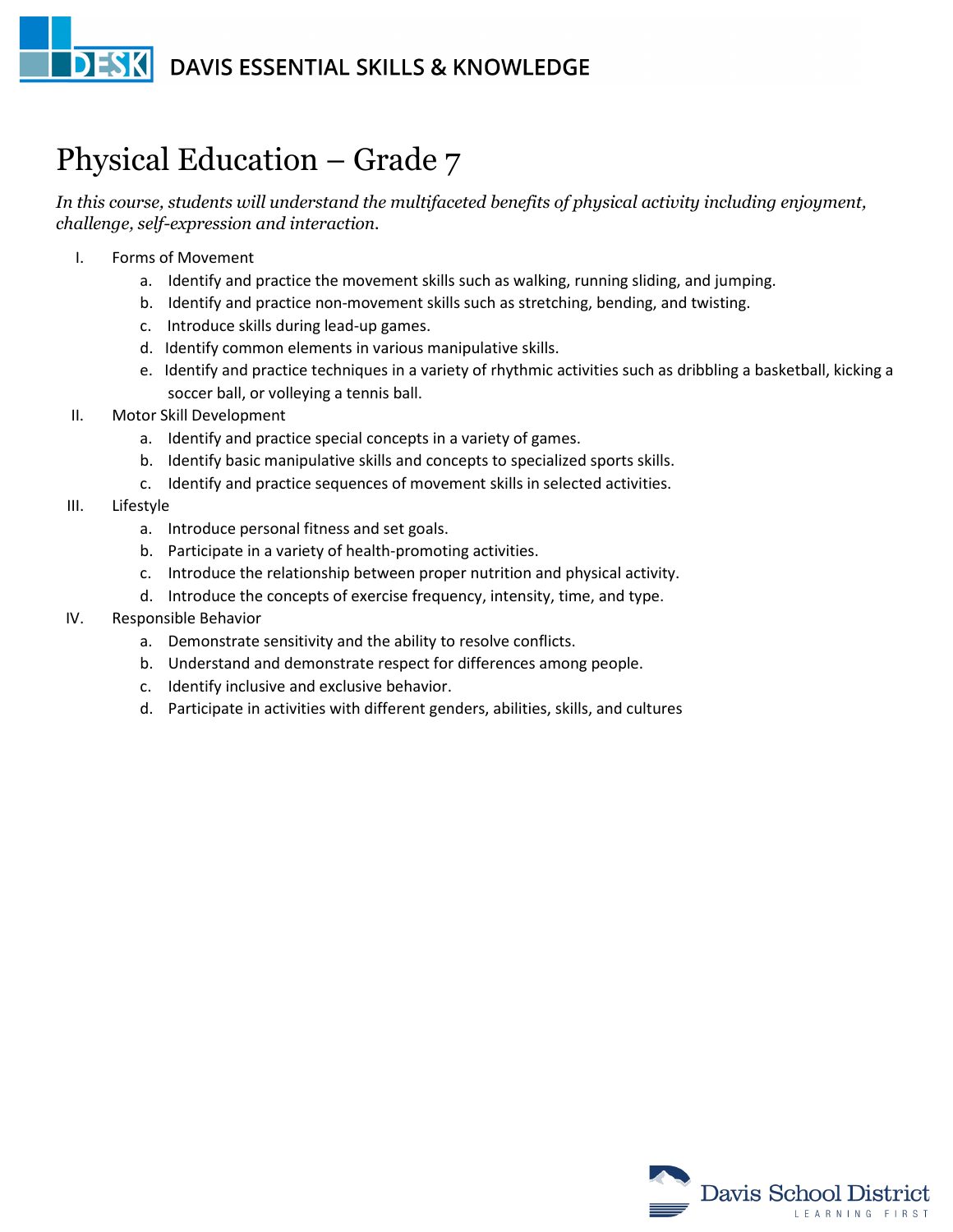# Physical Education – Grade 7

*In this course, students will understand the multifaceted benefits of physical activity including enjoyment, challenge, self-expression and interaction.*

I. Forms of Movement
   a. Identify and practice the movement skills such as walking, running sliding, and jumping.
   b. Identify and practice non-movement skills such as stretching, bending, and twisting.
   c. Introduce skills during lead-up games.
   d. Identify common elements in various manipulative skills.
   e. Identify and practice techniques in a variety of rhythmic activities such as dribbling a basketball, kicking a soccer ball, or volleying a tennis ball.

II. Motor Skill Development
   a. Identify and practice special concepts in a variety of games.
   b. Identify basic manipulative skills and concepts to specialized sports skills.
   c. Identify and practice sequences of movement skills in selected activities.

III. Lifestyle
   a. Introduce personal fitness and set goals.
   b. Participate in a variety of health-promoting activities.
   c. Introduce the relationship between proper nutrition and physical activity.
   d. Introduce the concepts of exercise frequency, intensity, time, and type.

IV. Responsible Behavior
   a. Demonstrate sensitivity and the ability to resolve conflicts.
   b. Understand and demonstrate respect for differences among people.
   c. Identify inclusive and exclusive behavior.
   d. Participate in activities with different genders, abilities, skills, and cultures